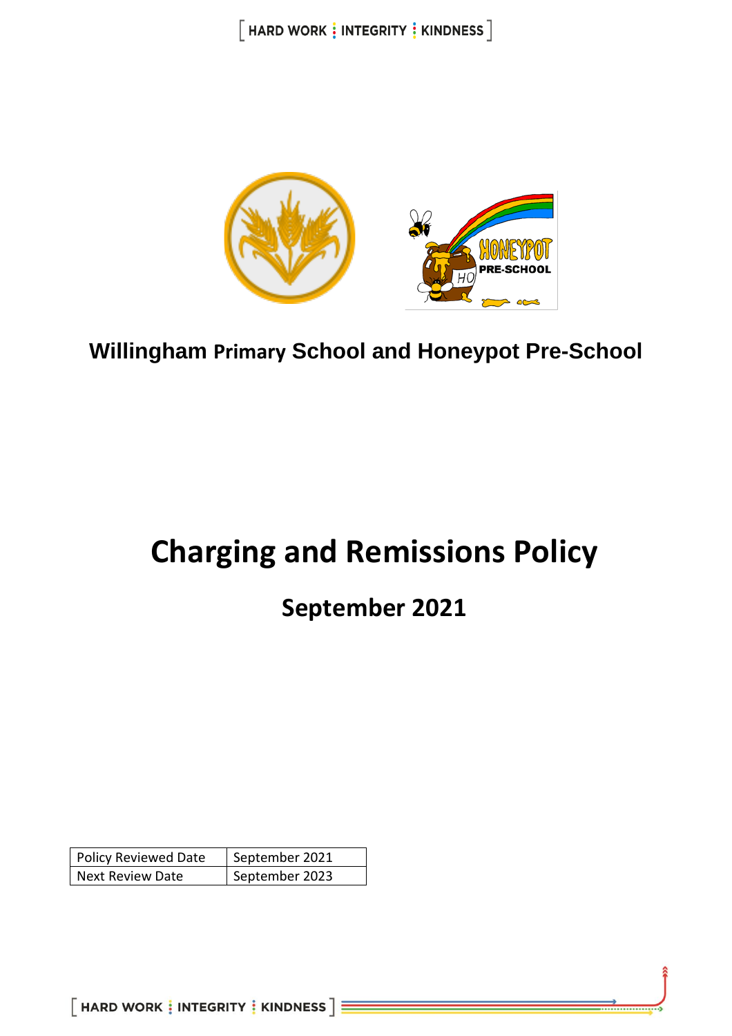**Willingham Primary School and Honeypot Pre-School**

# Charging and Remissions Policy

## September 2021

| Policy Reviewed Date | September 2021 |
| --- | --- |
| Next Review Date | September 2023 |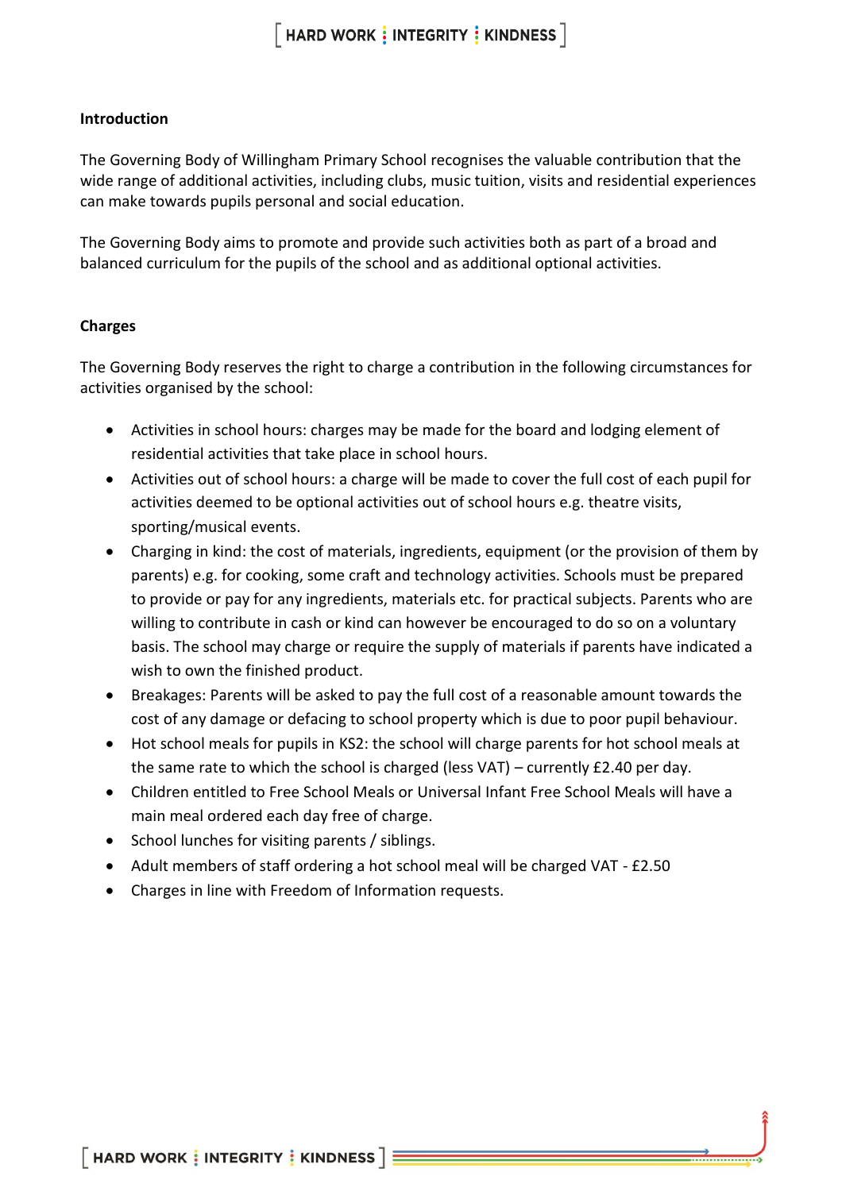**Introduction**

The Governing Body of Willingham Primary School recognises the valuable contribution that the wide range of additional activities, including clubs, music tuition, visits and residential experiences can make towards pupils personal and social education.

The Governing Body aims to promote and provide such activities both as part of a broad and balanced curriculum for the pupils of the school and as additional optional activities.

**Charges**

The Governing Body reserves the right to charge a contribution in the following circumstances for activities organised by the school:

- Activities in school hours: charges may be made for the board and lodging element of residential activities that take place in school hours.
- Activities out of school hours: a charge will be made to cover the full cost of each pupil for activities deemed to be optional activities out of school hours e.g. theatre visits, sporting/musical events.
- Charging in kind: the cost of materials, ingredients, equipment (or the provision of them by parents) e.g. for cooking, some craft and technology activities. Schools must be prepared to provide or pay for any ingredients, materials etc. for practical subjects. Parents who are willing to contribute in cash or kind can however be encouraged to do so on a voluntary basis. The school may charge or require the supply of materials if parents have indicated a wish to own the finished product.
- Breakages: Parents will be asked to pay the full cost of a reasonable amount towards the cost of any damage or defacing to school property which is due to poor pupil behaviour.
- Hot school meals for pupils in KS2: the school will charge parents for hot school meals at the same rate to which the school is charged (less VAT) – currently £2.40 per day.
- Children entitled to Free School Meals or Universal Infant Free School Meals will have a main meal ordered each day free of charge.
- School lunches for visiting parents / siblings.
- Adult members of staff ordering a hot school meal will be charged VAT - £2.50
- Charges in line with Freedom of Information requests.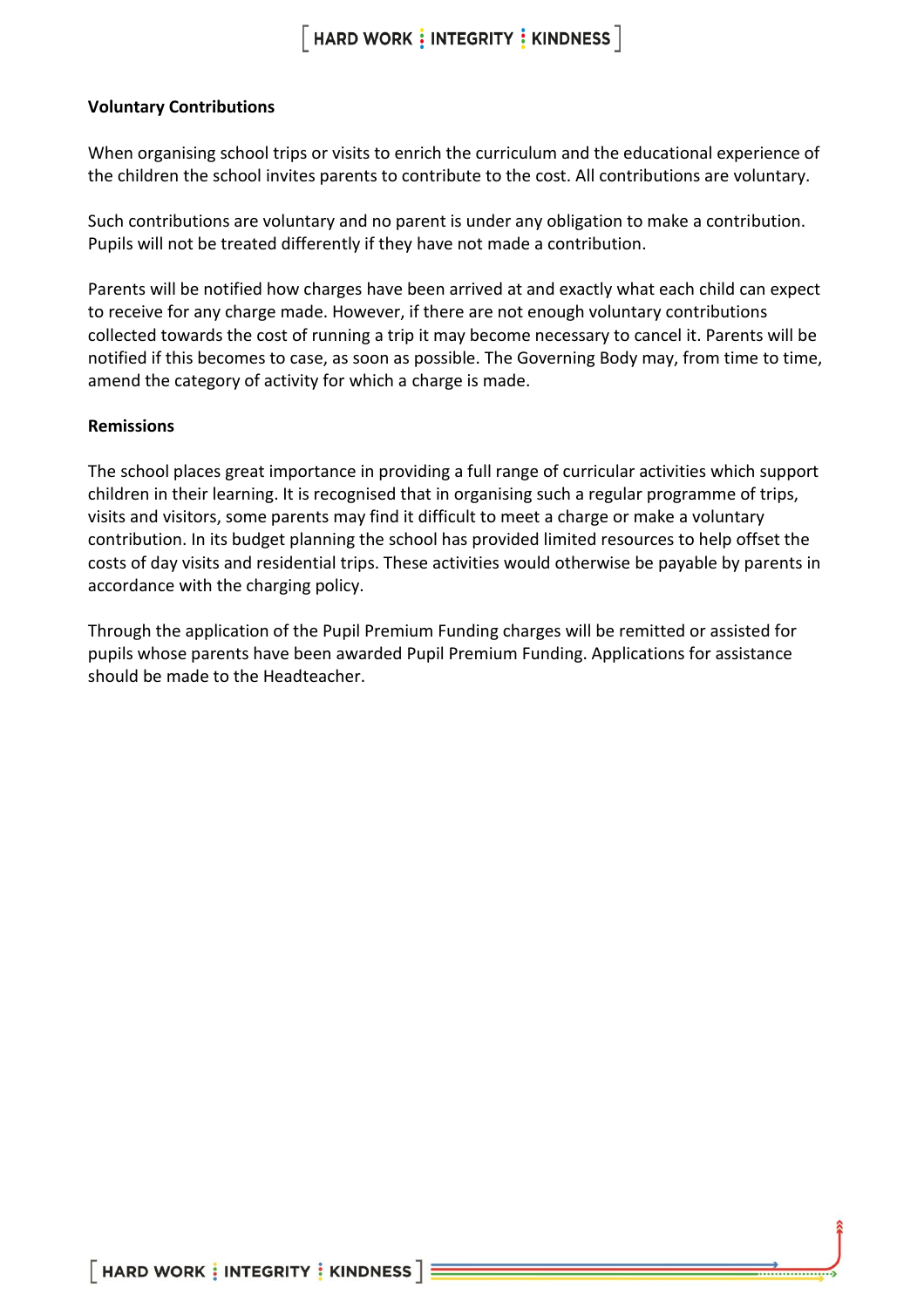**Voluntary Contributions**

When organising school trips or visits to enrich the curriculum and the educational experience of the children the school invites parents to contribute to the cost. All contributions are voluntary.

Such contributions are voluntary and no parent is under any obligation to make a contribution. Pupils will not be treated differently if they have not made a contribution.

Parents will be notified how charges have been arrived at and exactly what each child can expect to receive for any charge made. However, if there are not enough voluntary contributions collected towards the cost of running a trip it may become necessary to cancel it. Parents will be notified if this becomes to case, as soon as possible. The Governing Body may, from time to time, amend the category of activity for which a charge is made.

**Remissions**

The school places great importance in providing a full range of curricular activities which support children in their learning. It is recognised that in organising such a regular programme of trips, visits and visitors, some parents may find it difficult to meet a charge or make a voluntary contribution. In its budget planning the school has provided limited resources to help offset the costs of day visits and residential trips. These activities would otherwise be payable by parents in accordance with the charging policy.

Through the application of the Pupil Premium Funding charges will be remitted or assisted for pupils whose parents have been awarded Pupil Premium Funding. Applications for assistance should be made to the Headteacher.